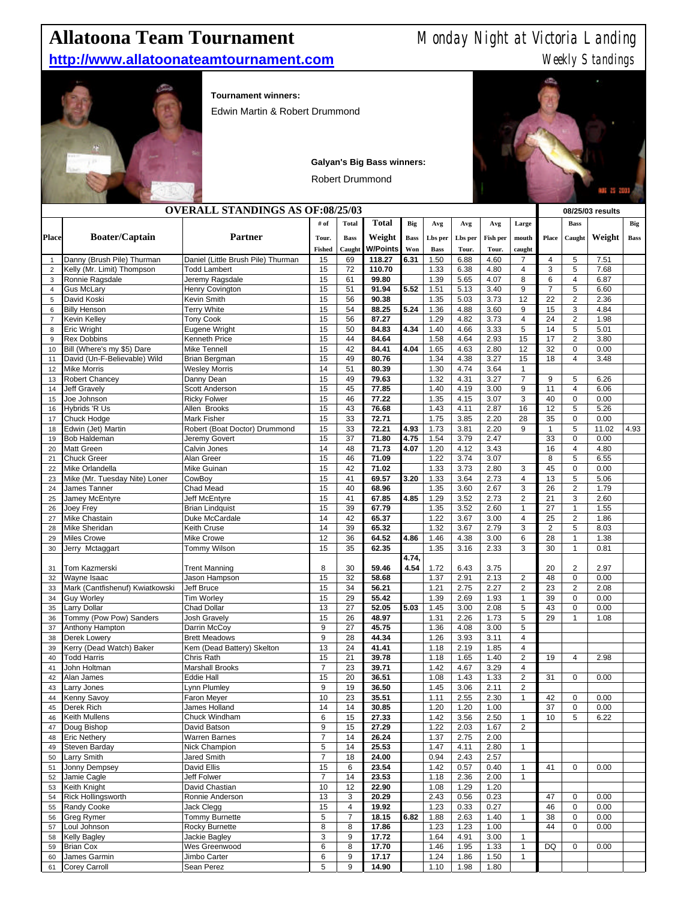# Allatoona Team Tournament

Monday Night at Victoria Landing

**http://www.allatoonateamtournament.com**

Weekly Standings

**Tournament winners:**

Edwin Martin & Robert Drummond

**Galyan's Big Bass winners:**

Robert Drummond

| | | | OVERALL STANDINGS AS OF:08/25/03 | | | | | | | | 08/25/03 results | | | |
|---|---|---|---|---|---|---|---|---|---|---|---|---|---|---|
| Place | Boater/Captain | Partner | # of Tour. Fished | Total Bass Caught | Total Weight W/Points | Big Bass Won | Avg Lbs per Bass | Avg Lbs per Tour. | Avg Fish per Tour. | Large mouth caught | Place | Bass Caught | Weight | Big Bass |
| 1 | Danny (Brush Pile) Thurman | Daniel (Little Brush Pile) Thurman | 15 | 69 | 118.27 | 6.31 | 1.50 | 6.88 | 4.60 | 7 | 4 | 5 | 7.51 | |
| 2 | Kelly (Mr. Limit) Thompson | Todd Lambert | 15 | 72 | 110.70 | | 1.33 | 6.38 | 4.80 | 4 | 3 | 5 | 7.68 | |
| 3 | Ronnie Ragsdale | Jeremy Ragsdale | 15 | 61 | 99.80 | | 1.39 | 5.65 | 4.07 | 8 | 6 | 4 | 6.87 | |
| 4 | Gus McLary | Henry Covington | 15 | 51 | 91.94 | 5.52 | 1.51 | 5.13 | 3.40 | 9 | 7 | 5 | 6.60 | |
| 5 | David Koski | Kevin Smith | 15 | 56 | 90.38 | | 1.35 | 5.03 | 3.73 | 12 | 22 | 2 | 2.36 | |
| 6 | Billy Henson | Terry White | 15 | 54 | 88.25 | 5.24 | 1.36 | 4.88 | 3.60 | 9 | 15 | 3 | 4.84 | |
| 7 | Kevin Kelley | Tony Cook | 15 | 56 | 87.27 | | 1.29 | 4.82 | 3.73 | 4 | 24 | 2 | 1.98 | |
| 8 | Eric Wright | Eugene Wright | 15 | 50 | 84.83 | 4.34 | 1.40 | 4.66 | 3.33 | 5 | 14 | 5 | 5.01 | |
| 9 | Rex Dobbins | Kenneth Price | 15 | 44 | 84.64 | | 1.58 | 4.64 | 2.93 | 15 | 17 | 2 | 3.80 | |
| 10 | Bill (Where's my $5) Dare | Mike Tennell | 15 | 42 | 84.41 | 4.04 | 1.65 | 4.63 | 2.80 | 12 | 32 | 0 | 0.00 | |
| 11 | David (Un-F-Believable) Wild | Brian Bergman | 15 | 49 | 80.76 | | 1.34 | 4.38 | 3.27 | 15 | 18 | 4 | 3.48 | |
| 12 | Mike Morris | Wesley Morris | 14 | 51 | 80.39 | | 1.30 | 4.74 | 3.64 | 1 | | | | |
| 13 | Robert Chancey | Danny Dean | 15 | 49 | 79.63 | | 1.32 | 4.31 | 3.27 | 7 | 9 | 5 | 6.26 | |
| 14 | Jeff Gravely | Scott Anderson | 15 | 45 | 77.85 | | 1.40 | 4.19 | 3.00 | 9 | 11 | 4 | 6.06 | |
| 15 | Joe Johnson | Ricky Folwer | 15 | 46 | 77.22 | | 1.35 | 4.15 | 3.07 | 3 | 40 | 0 | 0.00 | |
| 16 | Hybrids 'R Us | Allen Brooks | 15 | 43 | 76.68 | | 1.43 | 4.11 | 2.87 | 16 | 12 | 5 | 5.26 | |
| 17 | Chuck Hodge | Mark Fisher | 15 | 33 | 72.71 | | 1.75 | 3.85 | 2.20 | 28 | 35 | 0 | 0.00 | |
| 18 | Edwin (Jet) Martin | Robert (Boat Doctor) Drummond | 15 | 33 | 72.21 | 4.93 | 1.73 | 3.81 | 2.20 | 9 | 1 | 5 | 11.02 | 4.93 |
| 19 | Bob Haldeman | Jeremy Govert | 15 | 37 | 71.80 | 4.75 | 1.54 | 3.79 | 2.47 | | 33 | 0 | 0.00 | |
| 20 | Matt Green | Calvin Jones | 14 | 48 | 71.73 | 4.07 | 1.20 | 4.12 | 3.43 | | 16 | 4 | 4.80 | |
| 21 | Chuck Greer | Alan Greer | 15 | 46 | 71.09 | | 1.22 | 3.74 | 3.07 | | 8 | 5 | 6.55 | |
| 22 | Mike Orlandella | Mike Guinan | 15 | 42 | 71.02 | | 1.33 | 3.73 | 2.80 | 3 | 45 | 0 | 0.00 | |
| 23 | Mike (Mr. Tuesday Nite) Loner | CowBoy | 15 | 41 | 69.57 | 3.20 | 1.33 | 3.64 | 2.73 | 4 | 13 | 5 | 5.06 | |
| 24 | James Tanner | Chad Mead | 15 | 40 | 68.96 | | 1.35 | 3.60 | 2.67 | 3 | 26 | 2 | 1.79 | |
| 25 | Jamey McEntyre | Jeff McEntyre | 15 | 41 | 67.85 | 4.85 | 1.29 | 3.52 | 2.73 | 2 | 21 | 3 | 2.60 | |
| 26 | Joey Frey | Brian Lindquist | 15 | 39 | 67.79 | | 1.35 | 3.52 | 2.60 | 1 | 27 | 1 | 1.55 | |
| 27 | Mike Chastain | Duke McCardale | 14 | 42 | 65.37 | | 1.22 | 3.67 | 3.00 | 4 | 25 | 2 | 1.86 | |
| 28 | Mike Sheridan | Keith Cruse | 14 | 39 | 65.32 | | 1.32 | 3.67 | 2.79 | 3 | 2 | 5 | 8.03 | |
| 29 | Miles Crowe | Mike Crowe | 12 | 36 | 64.52 | 4.86 | 1.46 | 4.38 | 3.00 | 6 | 28 | 1 | 1.38 | |
| 30 | Jerry Mctaggart | Tommy Wilson | 15 | 35 | 62.35 | | 1.35 | 3.16 | 2.33 | 3 | 30 | 1 | 0.81 | |
| 31 | Tom Kazmerski | Trent Manning | 8 | 30 | 59.46 | 4.74, 4.54 | 1.72 | 6.43 | 3.75 | | 20 | 2 | 2.97 | |
| 32 | Wayne Isaac | Jason Hampson | 15 | 32 | 58.68 | | 1.37 | 2.91 | 2.13 | 2 | 48 | 0 | 0.00 | |
| 33 | Mark (Cantfishenuf) Kwiatkowski | Jeff Bruce | 15 | 34 | 56.21 | | 1.21 | 2.75 | 2.27 | 2 | 23 | 2 | 2.08 | |
| 34 | Guy Worley | Tim Worley | 15 | 29 | 55.42 | | 1.39 | 2.69 | 1.93 | 1 | 39 | 0 | 0.00 | |
| 35 | Larry Dollar | Chad Dollar | 13 | 27 | 52.05 | 5.03 | 1.45 | 3.00 | 2.08 | 5 | 43 | 0 | 0.00 | |
| 36 | Tommy (Pow Pow) Sanders | Josh Gravely | 15 | 26 | 48.97 | | 1.31 | 2.26 | 1.73 | 5 | 29 | 1 | 1.08 | |
| 37 | Anthony Hampton | Darrin McCoy | 9 | 27 | 45.75 | | 1.36 | 4.08 | 3.00 | 5 | | | | |
| 38 | Derek Lowery | Brett Meadows | 9 | 28 | 44.34 | | 1.26 | 3.93 | 3.11 | 4 | | | | |
| 39 | Kerry (Dead Watch) Baker | Kem (Dead Battery) Skelton | 13 | 24 | 41.41 | | 1.18 | 2.19 | 1.85 | 4 | | | | |
| 40 | Todd Harris | Chris Rath | 15 | 21 | 39.78 | | 1.18 | 1.65 | 1.40 | 2 | 19 | 4 | 2.98 | |
| 41 | John Holtman | Marshall Brooks | 7 | 23 | 39.71 | | 1.42 | 4.67 | 3.29 | 4 | | | | |
| 42 | Alan James | Eddie Hall | 15 | 20 | 36.51 | | 1.08 | 1.43 | 1.33 | 2 | 31 | 0 | 0.00 | |
| 43 | Larry Jones | Lynn Plumley | 9 | 19 | 36.50 | | 1.45 | 3.06 | 2.11 | 2 | | | | |
| 44 | Kenny Savoy | Faron Meyer | 10 | 23 | 35.51 | | 1.11 | 2.55 | 2.30 | 1 | 42 | 0 | 0.00 | |
| 45 | Derek Rich | James Holland | 14 | 14 | 30.85 | | 1.20 | 1.20 | 1.00 | | 37 | 0 | 0.00 | |
| 46 | Keith Mullens | Chuck Windham | 6 | 15 | 27.33 | | 1.42 | 3.56 | 2.50 | 1 | 10 | 5 | 6.22 | |
| 47 | Doug Bishop | David Batson | 9 | 15 | 27.29 | | 1.22 | 2.03 | 1.67 | 2 | | | | |
| 48 | Eric Nethery | Warren Barnes | 7 | 14 | 26.24 | | 1.37 | 2.75 | 2.00 | | | | | |
| 49 | Steven Barday | Nick Champion | 5 | 14 | 25.53 | | 1.47 | 4.11 | 2.80 | 1 | | | | |
| 50 | Larry Smith | Jared Smith | 7 | 18 | 24.00 | | 0.94 | 2.43 | 2.57 | | | | | |
| 51 | Jonny Dempsey | David Ellis | 15 | 6 | 23.54 | | 1.42 | 0.57 | 0.40 | 1 | 41 | 0 | 0.00 | |
| 52 | Jamie Cagle | Jeff Folwer | 7 | 14 | 23.53 | | 1.18 | 2.36 | 2.00 | 1 | | | | |
| 53 | Keith Knight | David Chastian | 10 | 12 | 22.90 | | 1.08 | 1.29 | 1.20 | | | | | |
| 54 | Rick Hollingsworth | Ronnie Anderson | 13 | 3 | 20.29 | | 2.43 | 0.56 | 0.23 | | 47 | 0 | 0.00 | |
| 55 | Randy Cooke | Jack Clegg | 15 | 4 | 19.92 | | 1.23 | 0.33 | 0.27 | | 46 | 0 | 0.00 | |
| 56 | Greg Rymer | Tommy Burnette | 5 | 7 | 18.15 | 6.82 | 1.88 | 2.63 | 1.40 | 1 | 38 | 0 | 0.00 | |
| 57 | Loul Johnson | Rocky Burnette | 8 | 8 | 17.86 | | 1.23 | 1.23 | 1.00 | | 44 | 0 | 0.00 | |
| 58 | Kelly Bagley | Jackie Bagley | 3 | 9 | 17.72 | | 1.64 | 4.91 | 3.00 | 1 | | | | |
| 59 | Brian Cox | Wes Greenwood | 6 | 8 | 17.70 | | 1.46 | 1.95 | 1.33 | 1 | DQ | 0 | 0.00 | |
| 60 | James Garmin | Jimbo Carter | 6 | 9 | 17.17 | | 1.24 | 1.86 | 1.50 | 1 | | | | |
| 61 | Corey Carroll | Sean Perez | 5 | 9 | 14.90 | | 1.10 | 1.98 | 1.80 | | | | | |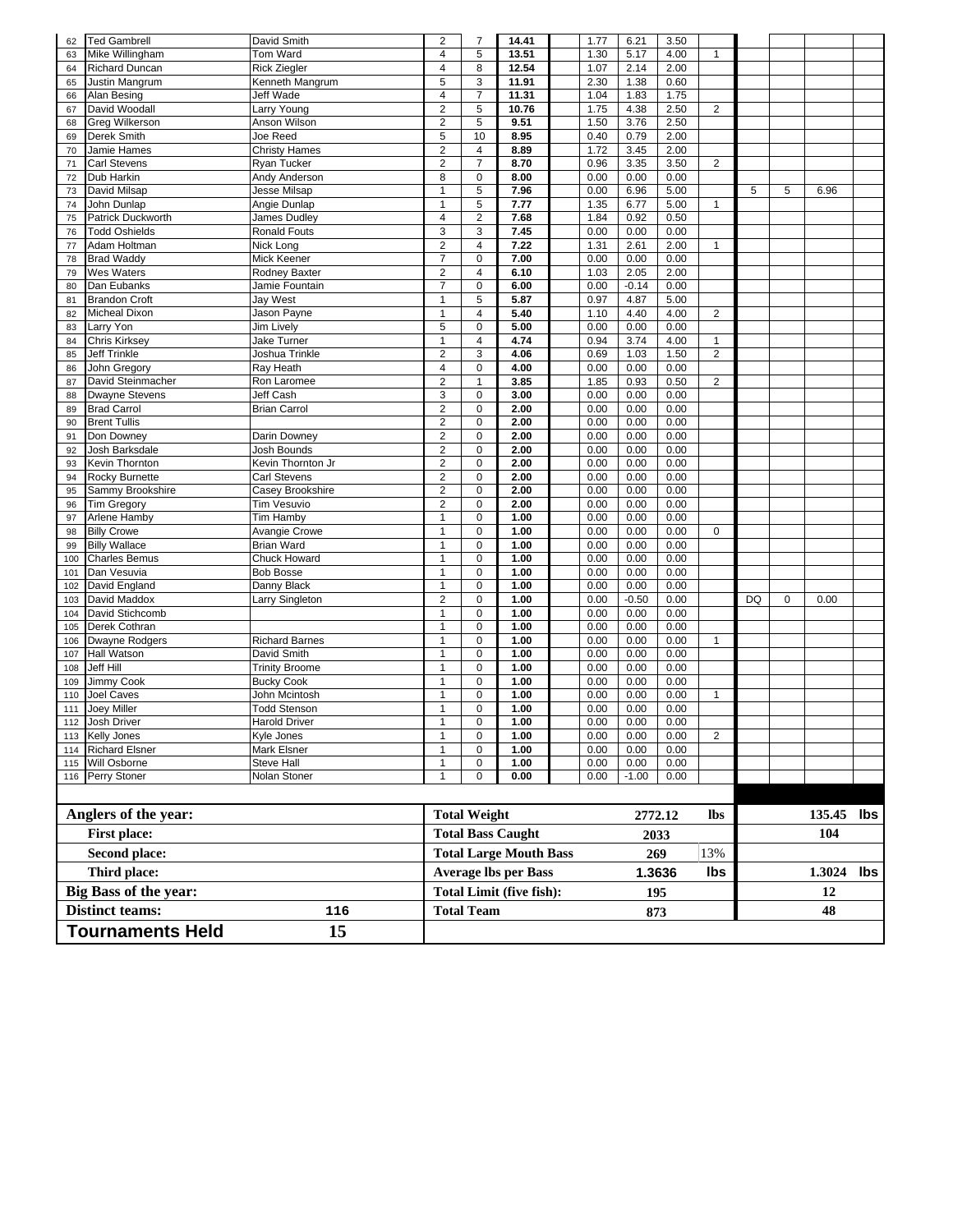| | | | | | | | | | | | | | | | | |
|---|---|---|---|---|---|---|---|---|---|---|---|---|---|---|---|---|
| 62 | Ted Gambrell | David Smith | 2 | 7 | **14.41** | | 1.77 | 6.21 | 3.50 | | | | | | | |
| 63 | Mike Willingham | Tom Ward | 4 | 5 | **13.51** | | 1.30 | 5.17 | 4.00 | 1 | | | | | | |
| 64 | Richard Duncan | Rick Ziegler | 4 | 8 | **12.54** | | 1.07 | 2.14 | 2.00 | | | | | | | |
| 65 | Justin Mangrum | Kenneth Mangrum | 5 | 3 | **11.91** | | 2.30 | 1.38 | 0.60 | | | | | | | |
| 66 | Alan Besing | Jeff Wade | 4 | 7 | **11.31** | | 1.04 | 1.83 | 1.75 | | | | | | | |
| 67 | David Woodall | Larry Young | 2 | 5 | **10.76** | | 1.75 | 4.38 | 2.50 | 2 | | | | | | |
| 68 | Greg Wilkerson | Anson Wilson | 2 | 5 | **9.51** | | 1.50 | 3.76 | 2.50 | | | | | | | |
| 69 | Derek Smith | Joe Reed | 5 | 10 | **8.95** | | 0.40 | 0.79 | 2.00 | | | | | | | |
| 70 | Jamie Hames | Christy Hames | 2 | 4 | **8.89** | | 1.72 | 3.45 | 2.00 | | | | | | | |
| 71 | Carl Stevens | Ryan Tucker | 2 | 7 | **8.70** | | 0.96 | 3.35 | 3.50 | 2 | | | | | | |
| 72 | Dub Harkin | Andy Anderson | 8 | 0 | **8.00** | | 0.00 | 0.00 | 0.00 | | | | | | | |
| 73 | David Milsap | Jesse Milsap | 1 | 5 | **7.96** | | 0.00 | 6.96 | 5.00 | | | 5 | 5 | 6.96 | | |
| 74 | John Dunlap | Angie Dunlap | 1 | 5 | **7.77** | | 1.35 | 6.77 | 5.00 | 1 | | | | | | |
| 75 | Patrick Duckworth | James Dudley | 4 | 2 | **7.68** | | 1.84 | 0.92 | 0.50 | | | | | | | |
| 76 | Todd Oshields | Ronald Fouts | 3 | 3 | **7.45** | | 0.00 | 0.00 | 0.00 | | | | | | | |
| 77 | Adam Holtman | Nick Long | 2 | 4 | **7.22** | | 1.31 | 2.61 | 2.00 | 1 | | | | | | |
| 78 | Brad Waddy | Mick Keener | 7 | 0 | **7.00** | | 0.00 | 0.00 | 0.00 | | | | | | | |
| 79 | Wes Waters | Rodney Baxter | 2 | 4 | **6.10** | | 1.03 | 2.05 | 2.00 | | | | | | | |
| 80 | Dan Eubanks | Jamie Fountain | 7 | 0 | **6.00** | | 0.00 | -0.14 | 0.00 | | | | | | | |
| 81 | Brandon Croft | Jay West | 1 | 5 | **5.87** | | 0.97 | 4.87 | 5.00 | | | | | | | |
| 82 | Micheal Dixon | Jason Payne | 1 | 4 | **5.40** | | 1.10 | 4.40 | 4.00 | 2 | | | | | | |
| 83 | Larry Yon | Jim Lively | 5 | 0 | **5.00** | | 0.00 | 0.00 | 0.00 | | | | | | | |
| 84 | Chris Kirksey | Jake Turner | 1 | 4 | **4.74** | | 0.94 | 3.74 | 4.00 | 1 | | | | | | |
| 85 | Jeff Trinkle | Joshua Trinkle | 2 | 3 | **4.06** | | 0.69 | 1.03 | 1.50 | 2 | | | | | | |
| 86 | John Gregory | Ray Heath | 4 | 0 | **4.00** | | 0.00 | 0.00 | 0.00 | | | | | | | |
| 87 | David Steinmacher | Ron Laromee | 2 | 1 | **3.85** | | 1.85 | 0.93 | 0.50 | 2 | | | | | | |
| 88 | Dwayne Stevens | Jeff Cash | 3 | 0 | **3.00** | | 0.00 | 0.00 | 0.00 | | | | | | | |
| 89 | Brad Carrol | Brian Carrol | 2 | 0 | **2.00** | | 0.00 | 0.00 | 0.00 | | | | | | | |
| 90 | Brent Tullis | | 2 | 0 | **2.00** | | 0.00 | 0.00 | 0.00 | | | | | | | |
| 91 | Don Downey | Darin Downey | 2 | 0 | **2.00** | | 0.00 | 0.00 | 0.00 | | | | | | | |
| 92 | Josh Barksdale | Josh Bounds | 2 | 0 | **2.00** | | 0.00 | 0.00 | 0.00 | | | | | | | |
| 93 | Kevin Thornton | Kevin Thornton Jr | 2 | 0 | **2.00** | | 0.00 | 0.00 | 0.00 | | | | | | | |
| 94 | Rocky Burnette | Carl Stevens | 2 | 0 | **2.00** | | 0.00 | 0.00 | 0.00 | | | | | | | |
| 95 | Sammy Brookshire | Casey Brookshire | 2 | 0 | **2.00** | | 0.00 | 0.00 | 0.00 | | | | | | | |
| 96 | Tim Gregory | Tim Vesuvio | 2 | 0 | **2.00** | | 0.00 | 0.00 | 0.00 | | | | | | | |
| 97 | Arlene Hamby | Tim Hamby | 1 | 0 | **1.00** | | 0.00 | 0.00 | 0.00 | | | | | | | |
| 98 | Billy Crowe | Avangie Crowe | 1 | 0 | **1.00** | | 0.00 | 0.00 | 0.00 | 0 | | | | | | |
| 99 | Billy Wallace | Brian Ward | 1 | 0 | **1.00** | | 0.00 | 0.00 | 0.00 | | | | | | | |
| 100 | Charles Bemus | Chuck Howard | 1 | 0 | **1.00** | | 0.00 | 0.00 | 0.00 | | | | | | | |
| 101 | Dan Vesuvia | Bob Bosse | 1 | 0 | **1.00** | | 0.00 | 0.00 | 0.00 | | | | | | | |
| 102 | David England | Danny Black | 1 | 0 | **1.00** | | 0.00 | 0.00 | 0.00 | | | | | | | |
| 103 | David Maddox | Larry Singleton | 2 | 0 | **1.00** | | 0.00 | -0.50 | 0.00 | | | DQ | 0 | 0.00 | | |
| 104 | David Stichcomb | | 1 | 0 | **1.00** | | 0.00 | 0.00 | 0.00 | | | | | | | |
| 105 | Derek Cothran | | 1 | 0 | **1.00** | | 0.00 | 0.00 | 0.00 | | | | | | | |
| 106 | Dwayne Rodgers | Richard Barnes | 1 | 0 | **1.00** | | 0.00 | 0.00 | 0.00 | 1 | | | | | | |
| 107 | Hall Watson | David Smith | 1 | 0 | **1.00** | | 0.00 | 0.00 | 0.00 | | | | | | | |
| 108 | Jeff Hill | Trinity Broome | 1 | 0 | **1.00** | | 0.00 | 0.00 | 0.00 | | | | | | | |
| 109 | Jimmy Cook | Bucky Cook | 1 | 0 | **1.00** | | 0.00 | 0.00 | 0.00 | | | | | | | |
| 110 | Joel Caves | John Mcintosh | 1 | 0 | **1.00** | | 0.00 | 0.00 | 0.00 | 1 | | | | | | |
| 111 | Joey Miller | Todd Stenson | 1 | 0 | **1.00** | | 0.00 | 0.00 | 0.00 | | | | | | | |
| 112 | Josh Driver | Harold Driver | 1 | 0 | **1.00** | | 0.00 | 0.00 | 0.00 | | | | | | | |
| 113 | Kelly Jones | Kyle Jones | 1 | 0 | **1.00** | | 0.00 | 0.00 | 0.00 | 2 | | | | | | |
| 114 | Richard Elsner | Mark Elsner | 1 | 0 | **1.00** | | 0.00 | 0.00 | 0.00 | | | | | | | |
| 115 | Will Osborne | Steve Hall | 1 | 0 | **1.00** | | 0.00 | 0.00 | 0.00 | | | | | | | |
| 116 | Perry Stoner | Nolan Stoner | 1 | 0 | **0.00** | | 0.00 | -1.00 | 0.00 | | | | | | | |

| | | | | | |
|---|---|---|---|---|---|
| **Anglers of the year:** | | **Total Weight** | **2772.12** | **lbs** | **135.45 lbs** |
| **First place:** | | **Total Bass Caught** | **2033** | | **104** |
| **Second place:** | | **Total Large Mouth Bass** | **269** | 13% | |
| **Third place:** | | **Average lbs per Bass** | **1.3636** | **lbs** | **1.3024 lbs** |
| **Big Bass of the year:** | | **Total Limit (five fish):** | **195** | | **12** |
| **Distinct teams:** | **116** | **Total Team** | **873** | | **48** |
| **Tournaments Held** | **15** | | | | |